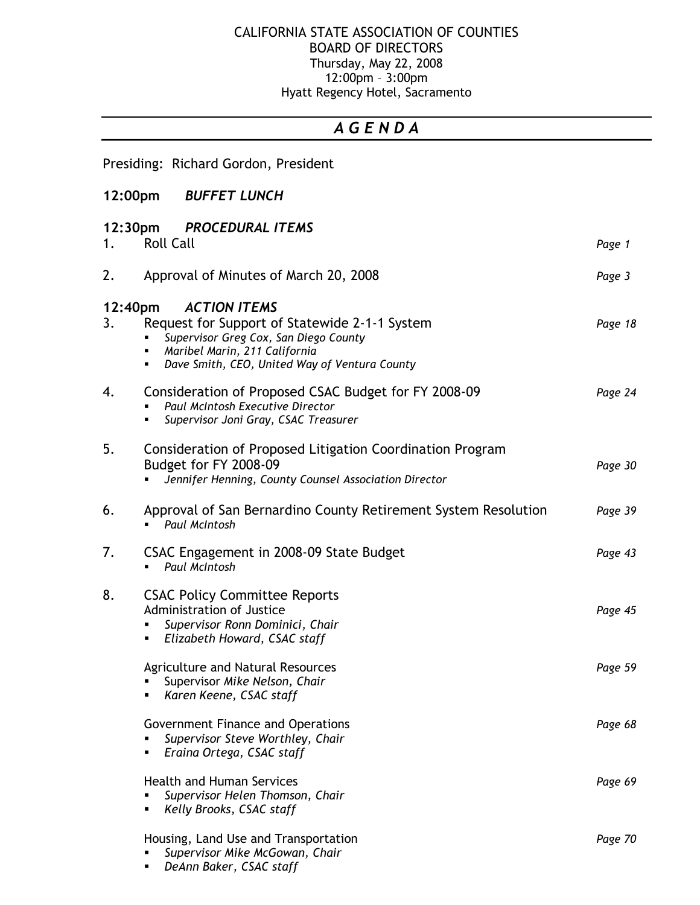CALIFORNIA STATE ASSOCIATION OF COUNTIES
BOARD OF DIRECTORS
Thursday, May 22, 2008
12:00pm – 3:00pm
Hyatt Regency Hotel, Sacramento

# *A G E N D A*

Presiding: Richard Gordon, President

**12:00pm** ***BUFFET LUNCH***

**12:30pm** ***PROCEDURAL ITEMS***

1. Roll Call — *Page 1*

2. Approval of Minutes of March 20, 2008 — *Page 3*

**12:40pm** ***ACTION ITEMS***

3. Request for Support of Statewide 2-1-1 System — *Page 18*
   - *Supervisor Greg Cox, San Diego County*
   - *Maribel Marin, 211 California*
   - *Dave Smith, CEO, United Way of Ventura County*

4. Consideration of Proposed CSAC Budget for FY 2008-09 — *Page 24*
   - *Paul McIntosh Executive Director*
   - *Supervisor Joni Gray, CSAC Treasurer*

5. Consideration of Proposed Litigation Coordination Program Budget for FY 2008-09 — *Page 30*
   - *Jennifer Henning, County Counsel Association Director*

6. Approval of San Bernardino County Retirement System Resolution — *Page 39*
   - *Paul McIntosh*

7. CSAC Engagement in 2008-09 State Budget — *Page 43*
   - *Paul McIntosh*

8. CSAC Policy Committee Reports

   Administration of Justice — *Page 45*
   - *Supervisor Ronn Dominici, Chair*
   - *Elizabeth Howard, CSAC staff*

   Agriculture and Natural Resources — *Page 59*
   - Supervisor *Mike Nelson, Chair*
   - *Karen Keene, CSAC staff*

   Government Finance and Operations — *Page 68*
   - *Supervisor Steve Worthley, Chair*
   - *Eraina Ortega, CSAC staff*

   Health and Human Services — *Page 69*
   - *Supervisor Helen Thomson, Chair*
   - *Kelly Brooks, CSAC staff*

   Housing, Land Use and Transportation — *Page 70*
   - *Supervisor Mike McGowan, Chair*
   - *DeAnn Baker, CSAC staff*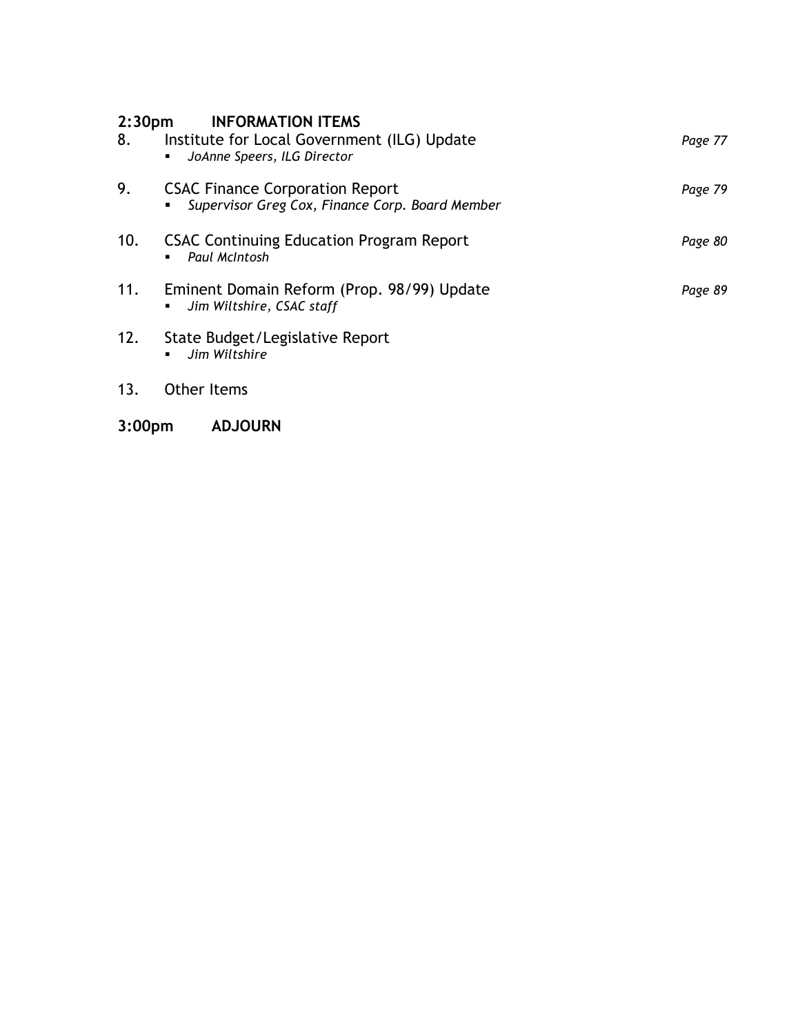**2:30pm INFORMATION ITEMS**

8. Institute for Local Government (ILG) Update *Page 77*
   - *JoAnne Speers, ILG Director*

9. CSAC Finance Corporation Report *Page 79*
   - *Supervisor Greg Cox, Finance Corp. Board Member*

10. CSAC Continuing Education Program Report *Page 80*
    - *Paul McIntosh*

11. Eminent Domain Reform (Prop. 98/99) Update *Page 89*
    - *Jim Wiltshire, CSAC staff*

12. State Budget/Legislative Report
    - *Jim Wiltshire*

13. Other Items

**3:00pm ADJOURN**